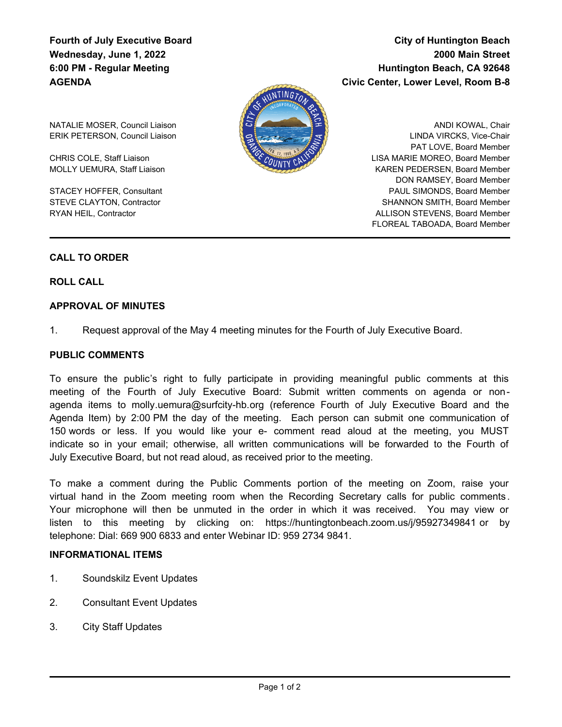**Fourth of July Executive Board**
**Wednesday, June 1, 2022**
**6:00 PM - Regular Meeting**
**AGENDA**

**City of Huntington Beach**
**2000 Main Street**
**Huntington Beach, CA 92648**
**Civic Center, Lower Level, Room B-8**

NATALIE MOSER, Council Liaison
ERIK PETERSON, Council Liaison

CHRIS COLE, Staff Liaison
MOLLY UEMURA, Staff Liaison

STACEY HOFFER, Consultant
STEVE CLAYTON, Contractor
RYAN HEIL, Contractor

ANDI KOWAL, Chair
LINDA VIRCKS, Vice-Chair
PAT LOVE, Board Member
LISA MARIE MOREO, Board Member
KAREN PEDERSEN, Board Member
DON RAMSEY, Board Member
PAUL SIMONDS, Board Member
SHANNON SMITH, Board Member
ALLISON STEVENS, Board Member
FLOREAL TABOADA, Board Member

---

**CALL TO ORDER**

**ROLL CALL**

**APPROVAL OF MINUTES**

1. Request approval of the May 4 meeting minutes for the Fourth of July Executive Board.

**PUBLIC COMMENTS**

To ensure the public's right to fully participate in providing meaningful public comments at this meeting of the Fourth of July Executive Board: Submit written comments on agenda or non-agenda items to molly.uemura@surfcity-hb.org (reference Fourth of July Executive Board and the Agenda Item) by 2:00 PM the day of the meeting. Each person can submit one communication of 150 words or less. If you would like your e- comment read aloud at the meeting, you MUST indicate so in your email; otherwise, all written communications will be forwarded to the Fourth of July Executive Board, but not read aloud, as received prior to the meeting.

To make a comment during the Public Comments portion of the meeting on Zoom, raise your virtual hand in the Zoom meeting room when the Recording Secretary calls for public comments. Your microphone will then be unmuted in the order in which it was received. You may view or listen to this meeting by clicking on: https://huntingtonbeach.zoom.us/j/95927349841 or by telephone: Dial: 669 900 6833 and enter Webinar ID: 959 2734 9841.

**INFORMATIONAL ITEMS**

1. Soundskilz Event Updates

2. Consultant Event Updates

3. City Staff Updates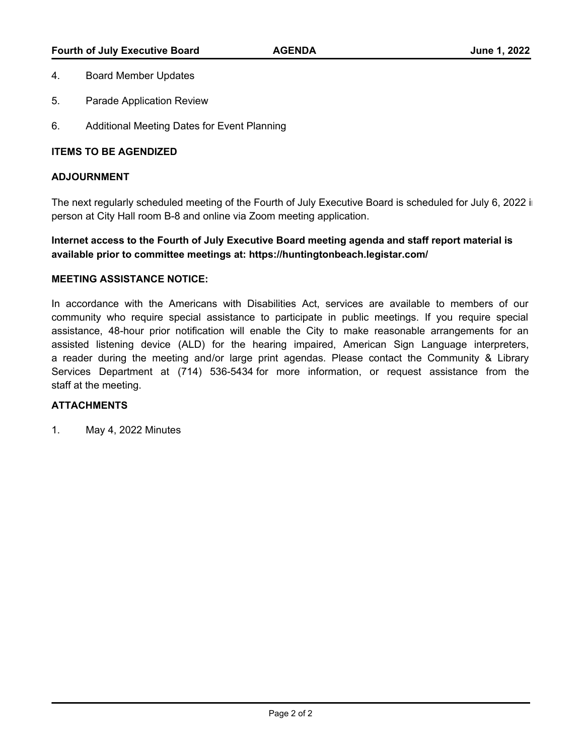4. Board Member Updates

5. Parade Application Review

6. Additional Meeting Dates for Event Planning

**ITEMS TO BE AGENDIZED**

**ADJOURNMENT**

The next regularly scheduled meeting of the Fourth of July Executive Board is scheduled for July 6, 2022 in person at City Hall room B-8 and online via Zoom meeting application.

**Internet access to the Fourth of July Executive Board meeting agenda and staff report material is available prior to committee meetings at: https://huntingtonbeach.legistar.com/**

**MEETING ASSISTANCE NOTICE:**

In accordance with the Americans with Disabilities Act, services are available to members of our community who require special assistance to participate in public meetings. If you require special assistance, 48-hour prior notification will enable the City to make reasonable arrangements for an assisted listening device (ALD) for the hearing impaired, American Sign Language interpreters, a reader during the meeting and/or large print agendas. Please contact the Community & Library Services Department at (714) 536-5434 for more information, or request assistance from the staff at the meeting.

**ATTACHMENTS**

1. May 4, 2022 Minutes